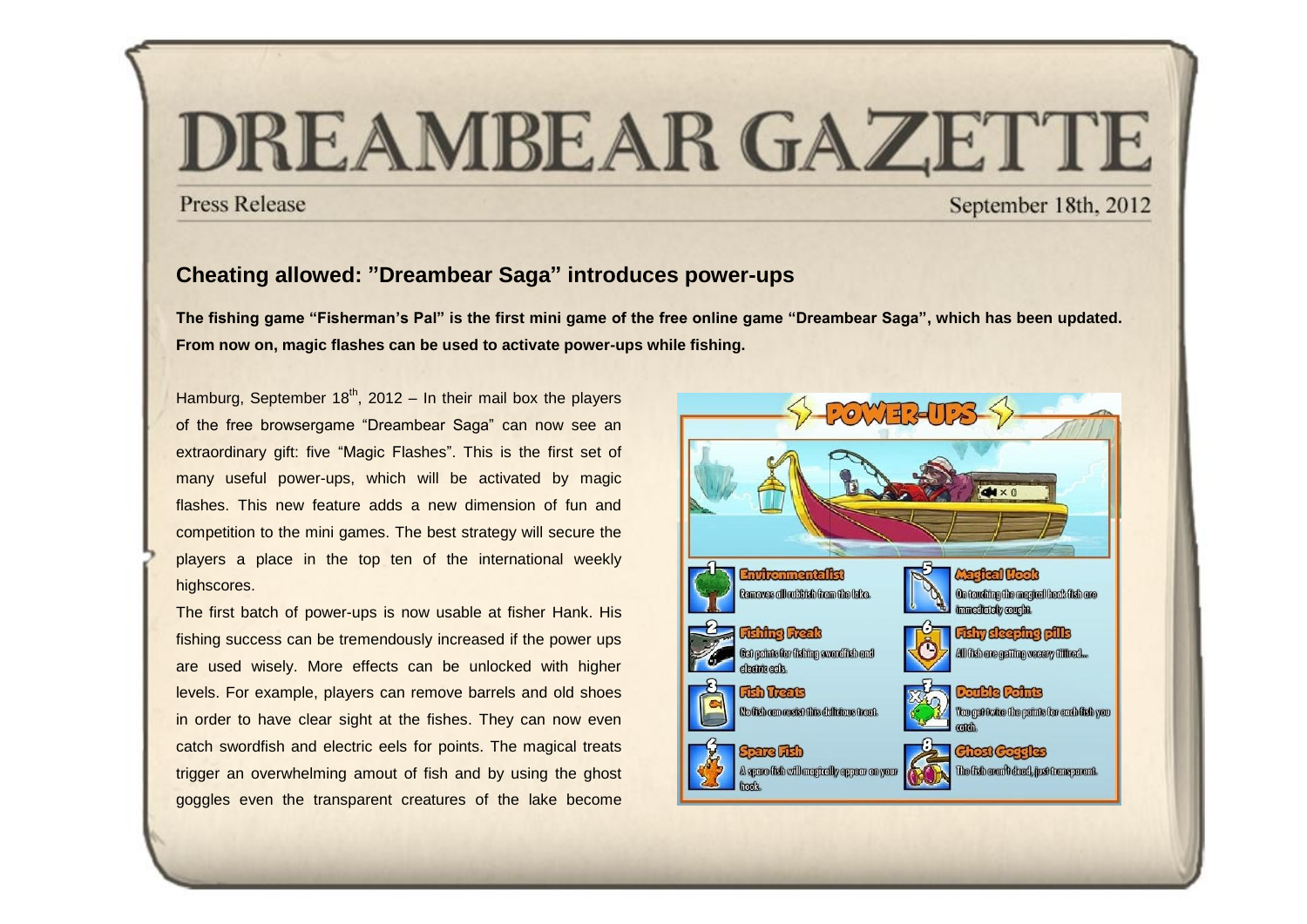# DREAMBEAR GAZETTE

Press Release

September 18th, 2012

## Cheating allowed: "Dreambear Saga" introduces power-ups

**The fishing game "Fisherman's Pal" is the first mini game of the free online game "Dreambear Saga", which has been updated. From now on, magic flashes can be used to activate power-ups while fishing.**

Hamburg, September 18th, 2012 – In their mail box the players of the free browsergame "Dreambear Saga" can now see an extraordinary gift: five "Magic Flashes". This is the first set of many useful power-ups, which will be activated by magic flashes. This new feature adds a new dimension of fun and competition to the mini games. The best strategy will secure the players a place in the top ten of the international weekly highscores.

The first batch of power-ups is now usable at fisher Hank. His fishing success can be tremendously increased if the power ups are used wisely. More effects can be unlocked with higher levels. For example, players can remove barrels and old shoes in order to have clear sight at the fishes. They can now even catch swordfish and electric eels for points. The magical treats trigger an overwhelming amout of fish and by using the ghost goggles even the transparent creatures of the lake become

POWER-UPS

1. **Environmentalist** – Removes all rubbish from the lake.
2. **Fishing Freak** – Get points for fishing swordfish and electric eels.
3. **Fish Treats** – No fish can resist this delicious treat.
4. **Spare Fish** – A spare fish will magically appear on your hook.
5. **Magical Hook** – On touching the magical hook fish are immediately caught.
6. **Fishy sleeping pills** – All fish are getting veeery tiiired...
7. **Double Points** – You get twice the points for each fish you catch.
8. **Ghost Goggles** – The fish aren't dead, just transparent.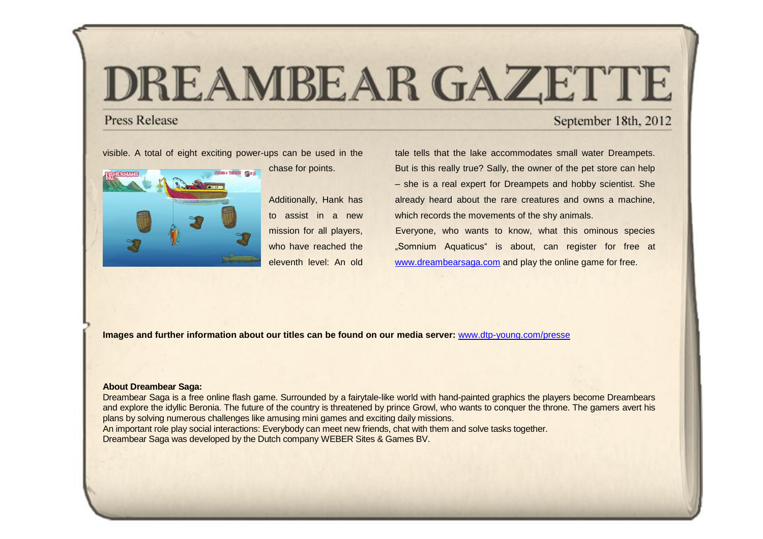visible. A total of eight exciting power-ups can be used in the chase for points.

Additionally, Hank has to assist in a new mission for all players, who have reached the eleventh level: An old tale tells that the lake accommodates small water Dreampets. But is this really true? Sally, the owner of the pet store can help – she is a real expert for Dreampets and hobby scientist. She already heard about the rare creatures and owns a machine, which records the movements of the shy animals.

Everyone, who wants to know, what this ominous species „Somnium Aquaticus" is about, can register for free at www.dreambearsaga.com and play the online game for free.

**Images and further information about our titles can be found on our media server:** www.dtp-young.com/presse

**About Dreambear Saga:**

Dreambear Saga is a free online flash game. Surrounded by a fairytale-like world with hand-painted graphics the players become Dreambears and explore the idyllic Beronia. The future of the country is threatened by prince Growl, who wants to conquer the throne. The gamers avert his plans by solving numerous challenges like amusing mini games and exciting daily missions.
An important role play social interactions: Everybody can meet new friends, chat with them and solve tasks together.
Dreambear Saga was developed by the Dutch company WEBER Sites & Games BV.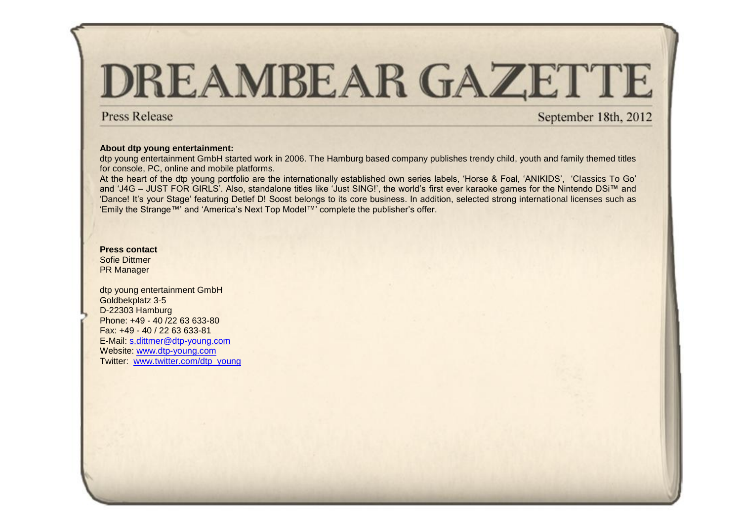# DREAMBEAR GAZETTE

Press Release

September 18th, 2012

**About dtp young entertainment:**

dtp young entertainment GmbH started work in 2006. The Hamburg based company publishes trendy child, youth and family themed titles for console, PC, online and mobile platforms.

At the heart of the dtp young portfolio are the internationally established own series labels, 'Horse & Foal, 'ANIKIDS', 'Classics To Go' and 'J4G – JUST FOR GIRLS'. Also, standalone titles like 'Just SING!', the world's first ever karaoke games for the Nintendo DSi™ and 'Dance! It's your Stage' featuring Detlef D! Soost belongs to its core business. In addition, selected strong international licenses such as 'Emily the Strange™' and 'America's Next Top Model™' complete the publisher's offer.

**Press contact**
Sofie Dittmer
PR Manager

dtp young entertainment GmbH
Goldbekplatz 3-5
D-22303 Hamburg
Phone: +49 - 40 /22 63 633-80
Fax: +49 - 40 / 22 63 633-81
E-Mail: s.dittmer@dtp-young.com
Website: www.dtp-young.com
Twitter: www.twitter.com/dtp_young